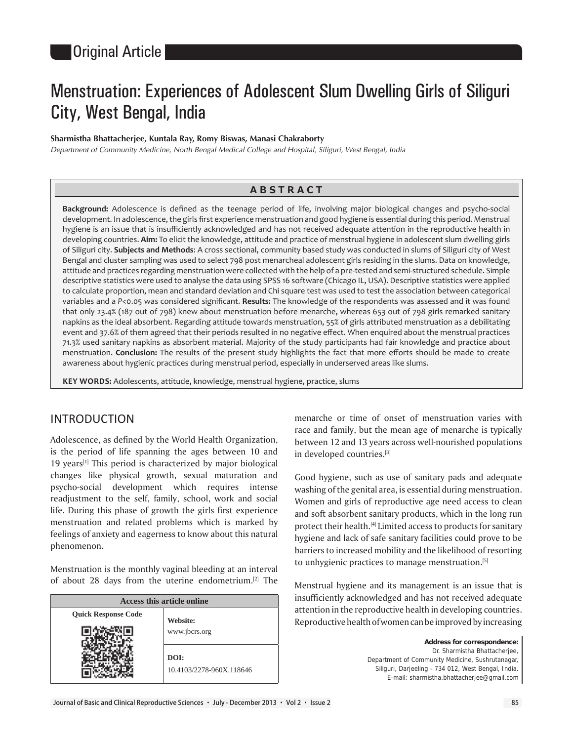Original Article

# Menstruation: Experiences of Adolescent Slum Dwelling Girls of Siliguri City, West Bengal, India

**Sharmistha Bhattacherjee, Kuntala Ray, Romy Biswas, Manasi Chakraborty**

*Department of Community Medicine, North Bengal Medical College and Hospital, Siliguri, West Bengal, India*

## ABSTRACT

**Background:** Adolescence is defined as the teenage period of life, involving major biological changes and psycho-social development. In adolescence, the girls first experience menstruation and good hygiene is essential during this period. Menstrual hygiene is an issue that is insufficiently acknowledged and has not received adequate attention in the reproductive health in developing countries. **Aim:** To elicit the knowledge, attitude and practice of menstrual hygiene in adolescent slum dwelling girls of Siliguri city. **Subjects and Methods**: A cross sectional, community based study was conducted in slums of Siliguri city of West Bengal and cluster sampling was used to select 798 post menarcheal adolescent girls residing in the slums. Data on knowledge, attitude and practices regarding menstruation were collected with the help of a pre-tested and semi-structured schedule. Simple descriptive statistics were used to analyse the data using SPSS 16 software (Chicago IL, USA). Descriptive statistics were applied to calculate proportion, mean and standard deviation and Chi square test was used to test the association between categorical variables and a $P<0.05$ was considered significant. **Results:** The knowledge of the respondents was assessed and it was found that only 23.4% (187 out of 798) knew about menstruation before menarche, whereas 653 out of 798 girls remarked sanitary napkins as the ideal absorbent. Regarding attitude towards menstruation, 55% of girls attributed menstruation as a debilitating event and 37.6% of them agreed that their periods resulted in no negative effect. When enquired about the menstrual practices 71.3% used sanitary napkins as absorbent material. Majority of the study participants had fair knowledge and practice about menstruation. **Conclusion:** The results of the present study highlights the fact that more efforts should be made to create awareness about hygienic practices during menstrual period, especially in underserved areas like slums.

**KEY WORDS:** Adolescents, attitude, knowledge, menstrual hygiene, practice, slums

## INTRODUCTION

Adolescence, as defined by the World Health Organization, is the period of life spanning the ages between 10 and 19 years[1] This period is characterized by major biological changes like physical growth, sexual maturation and psycho-social development which requires intense readjustment to the self, family, school, work and social life. During this phase of growth the girls first experience menstruation and related problems which is marked by feelings of anxiety and eagerness to know about this natural phenomenon.

Menstruation is the monthly vaginal bleeding at an interval of about 28 days from the uterine endometrium.[2] The menarche or time of onset of menstruation varies with race and family, but the mean age of menarche is typically between 12 and 13 years across well-nourished populations in developed countries.[3]

Good hygiene, such as use of sanitary pads and adequate washing of the genital area, is essential during menstruation. Women and girls of reproductive age need access to clean and soft absorbent sanitary products, which in the long run protect their health.[4] Limited access to products for sanitary hygiene and lack of safe sanitary facilities could prove to be barriers to increased mobility and the likelihood of resorting to unhygienic practices to manage menstruation.[5]

Menstrual hygiene and its management is an issue that is insufficiently acknowledged and has not received adequate attention in the reproductive health in developing countries. Reproductive health of women can be improved by increasing

| Access this article online | |
|---|---|
| Quick Response Code | **Website:** www.jbcrs.org |
| | **DOI:** 10.4103/2278-960X.118646 |

**Address for correspondence:**
Dr. Sharmistha Bhattacherjee,
Department of Community Medicine, Sushrutanagar,
Siliguri, Darjeeling - 734 012, West Bengal, India.
E-mail: sharmistha.bhattacherjee@gmail.com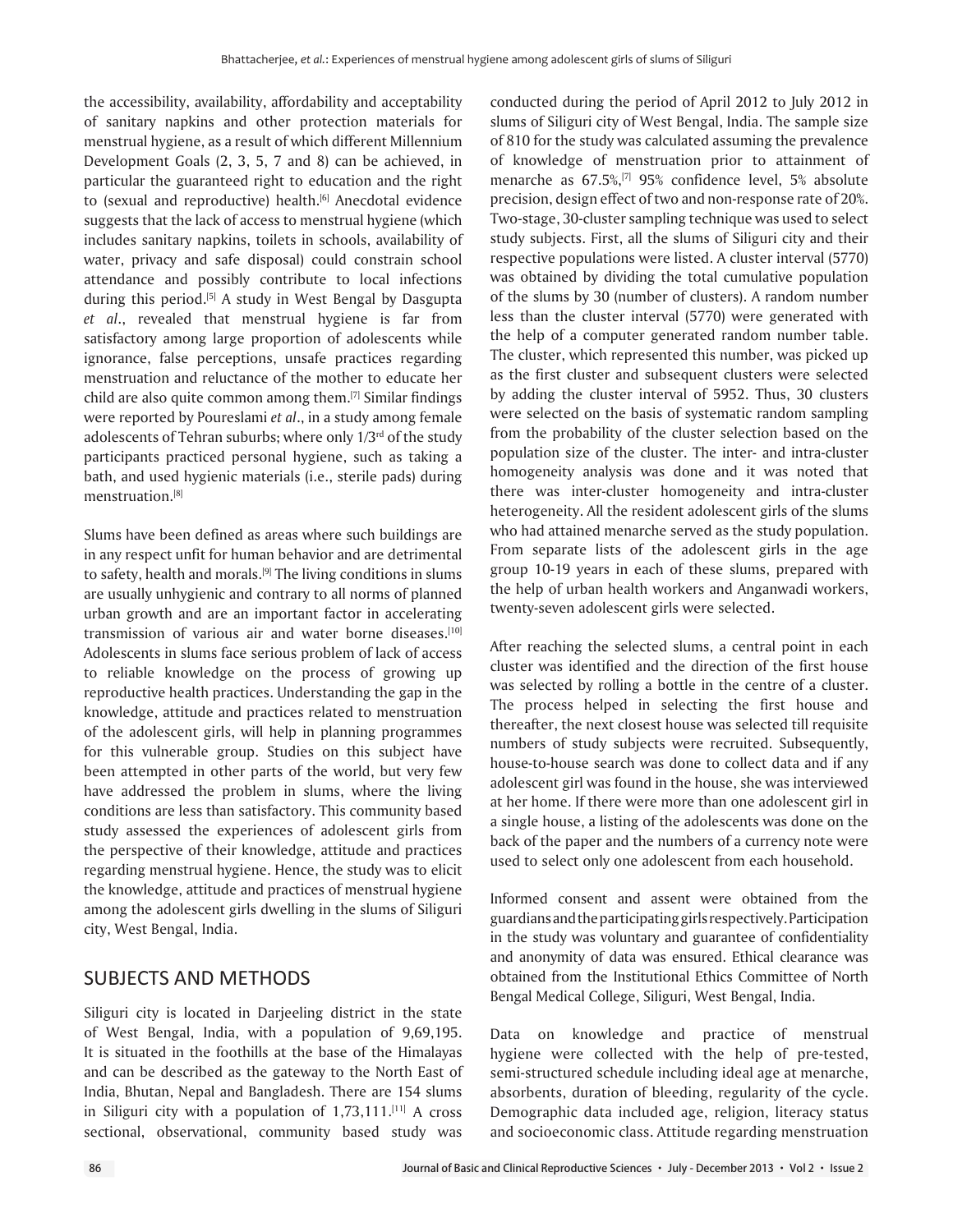the accessibility, availability, affordability and acceptability of sanitary napkins and other protection materials for menstrual hygiene, as a result of which different Millennium Development Goals (2, 3, 5, 7 and 8) can be achieved, in particular the guaranteed right to education and the right to (sexual and reproductive) health.[6] Anecdotal evidence suggests that the lack of access to menstrual hygiene (which includes sanitary napkins, toilets in schools, availability of water, privacy and safe disposal) could constrain school attendance and possibly contribute to local infections during this period.[5] A study in West Bengal by Dasgupta *et al*., revealed that menstrual hygiene is far from satisfactory among large proportion of adolescents while ignorance, false perceptions, unsafe practices regarding menstruation and reluctance of the mother to educate her child are also quite common among them.[7] Similar findings were reported by Poureslami *et al*., in a study among female adolescents of Tehran suburbs; where only 1/3rd of the study participants practiced personal hygiene, such as taking a bath, and used hygienic materials (i.e., sterile pads) during menstruation.[8]

Slums have been defined as areas where such buildings are in any respect unfit for human behavior and are detrimental to safety, health and morals.[9] The living conditions in slums are usually unhygienic and contrary to all norms of planned urban growth and are an important factor in accelerating transmission of various air and water borne diseases.[10] Adolescents in slums face serious problem of lack of access to reliable knowledge on the process of growing up reproductive health practices. Understanding the gap in the knowledge, attitude and practices related to menstruation of the adolescent girls, will help in planning programmes for this vulnerable group. Studies on this subject have been attempted in other parts of the world, but very few have addressed the problem in slums, where the living conditions are less than satisfactory. This community based study assessed the experiences of adolescent girls from the perspective of their knowledge, attitude and practices regarding menstrual hygiene. Hence, the study was to elicit the knowledge, attitude and practices of menstrual hygiene among the adolescent girls dwelling in the slums of Siliguri city, West Bengal, India.

## SUBJECTS AND METHODS

Siliguri city is located in Darjeeling district in the state of West Bengal, India, with a population of 9,69,195. It is situated in the foothills at the base of the Himalayas and can be described as the gateway to the North East of India, Bhutan, Nepal and Bangladesh. There are 154 slums in Siliguri city with a population of 1,73,111.[11] A cross sectional, observational, community based study was conducted during the period of April 2012 to July 2012 in slums of Siliguri city of West Bengal, India. The sample size of 810 for the study was calculated assuming the prevalence of knowledge of menstruation prior to attainment of menarche as 67.5%,[7] 95% confidence level, 5% absolute precision, design effect of two and non-response rate of 20%. Two-stage, 30-cluster sampling technique was used to select study subjects. First, all the slums of Siliguri city and their respective populations were listed. A cluster interval (5770) was obtained by dividing the total cumulative population of the slums by 30 (number of clusters). A random number less than the cluster interval (5770) were generated with the help of a computer generated random number table. The cluster, which represented this number, was picked up as the first cluster and subsequent clusters were selected by adding the cluster interval of 5952. Thus, 30 clusters were selected on the basis of systematic random sampling from the probability of the cluster selection based on the population size of the cluster. The inter- and intra-cluster homogeneity analysis was done and it was noted that there was inter-cluster homogeneity and intra-cluster heterogeneity. All the resident adolescent girls of the slums who had attained menarche served as the study population. From separate lists of the adolescent girls in the age group 10-19 years in each of these slums, prepared with the help of urban health workers and Anganwadi workers, twenty-seven adolescent girls were selected.

After reaching the selected slums, a central point in each cluster was identified and the direction of the first house was selected by rolling a bottle in the centre of a cluster. The process helped in selecting the first house and thereafter, the next closest house was selected till requisite numbers of study subjects were recruited. Subsequently, house-to-house search was done to collect data and if any adolescent girl was found in the house, she was interviewed at her home. If there were more than one adolescent girl in a single house, a listing of the adolescents was done on the back of the paper and the numbers of a currency note were used to select only one adolescent from each household.

Informed consent and assent were obtained from the guardians and the participating girls respectively. Participation in the study was voluntary and guarantee of confidentiality and anonymity of data was ensured. Ethical clearance was obtained from the Institutional Ethics Committee of North Bengal Medical College, Siliguri, West Bengal, India.

Data on knowledge and practice of menstrual hygiene were collected with the help of pre-tested, semi-structured schedule including ideal age at menarche, absorbents, duration of bleeding, regularity of the cycle. Demographic data included age, religion, literacy status and socioeconomic class. Attitude regarding menstruation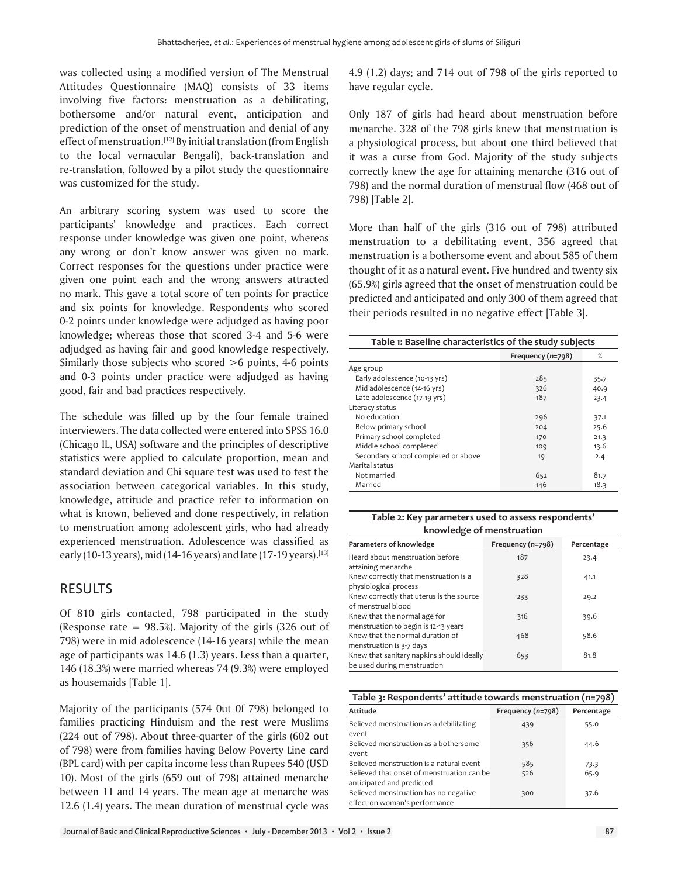was collected using a modified version of The Menstrual Attitudes Questionnaire (MAQ) consists of 33 items involving five factors: menstruation as a debilitating, bothersome and/or natural event, anticipation and prediction of the onset of menstruation and denial of any effect of menstruation.[12] By initial translation (from English to the local vernacular Bengali), back-translation and re-translation, followed by a pilot study the questionnaire was customized for the study.

An arbitrary scoring system was used to score the participants' knowledge and practices. Each correct response under knowledge was given one point, whereas any wrong or don't know answer was given no mark. Correct responses for the questions under practice were given one point each and the wrong answers attracted no mark. This gave a total score of ten points for practice and six points for knowledge. Respondents who scored 0-2 points under knowledge were adjudged as having poor knowledge; whereas those that scored 3-4 and 5-6 were adjudged as having fair and good knowledge respectively. Similarly those subjects who scored >6 points, 4-6 points and 0-3 points under practice were adjudged as having good, fair and bad practices respectively.

The schedule was filled up by the four female trained interviewers. The data collected were entered into SPSS 16.0 (Chicago IL, USA) software and the principles of descriptive statistics were applied to calculate proportion, mean and standard deviation and Chi square test was used to test the association between categorical variables. In this study, knowledge, attitude and practice refer to information on what is known, believed and done respectively, in relation to menstruation among adolescent girls, who had already experienced menstruation. Adolescence was classified as early (10-13 years), mid (14-16 years) and late (17-19 years).[13]

## RESULTS

Of 810 girls contacted, 798 participated in the study (Response rate = 98.5%). Majority of the girls (326 out of 798) were in mid adolescence (14-16 years) while the mean age of participants was 14.6 (1.3) years. Less than a quarter, 146 (18.3%) were married whereas 74 (9.3%) were employed as housemaids [Table 1].

Majority of the participants (574 0ut 0f 798) belonged to families practicing Hinduism and the rest were Muslims (224 out of 798). About three-quarter of the girls (602 out of 798) were from families having Below Poverty Line card (BPL card) with per capita income less than Rupees 540 (USD 10). Most of the girls (659 out of 798) attained menarche between 11 and 14 years. The mean age at menarche was 12.6 (1.4) years. The mean duration of menstrual cycle was 4.9 (1.2) days; and 714 out of 798 of the girls reported to have regular cycle.

Only 187 of girls had heard about menstruation before menarche. 328 of the 798 girls knew that menstruation is a physiological process, but about one third believed that it was a curse from God. Majority of the study subjects correctly knew the age for attaining menarche (316 out of 798) and the normal duration of menstrual flow (468 out of 798) [Table 2].

More than half of the girls (316 out of 798) attributed menstruation to a debilitating event, 356 agreed that menstruation is a bothersome event and about 585 of them thought of it as a natural event. Five hundred and twenty six (65.9%) girls agreed that the onset of menstruation could be predicted and anticipated and only 300 of them agreed that their periods resulted in no negative effect [Table 3].

**Table 1: Baseline characteristics of the study subjects**

| | Frequency (*n*=798) | % |
|---|---|---|
| Age group | | |
| Early adolescence (10-13 yrs) | 285 | 35.7 |
| Mid adolescence (14-16 yrs) | 326 | 40.9 |
| Late adolescence (17-19 yrs) | 187 | 23.4 |
| Literacy status | | |
| No education | 296 | 37.1 |
| Below primary school | 204 | 25.6 |
| Primary school completed | 170 | 21.3 |
| Middle school completed | 109 | 13.6 |
| Secondary school completed or above | 19 | 2.4 |
| Marital status | | |
| Not married | 652 | 81.7 |
| Married | 146 | 18.3 |

**Table 2: Key parameters used to assess respondents' knowledge of menstruation**

| Parameters of knowledge | Frequency (*n*=798) | Percentage |
|---|---|---|
| Heard about menstruation before attaining menarche | 187 | 23.4 |
| Knew correctly that menstruation is a physiological process | 328 | 41.1 |
| Knew correctly that uterus is the source of menstrual blood | 233 | 29.2 |
| Knew that the normal age for menstruation to begin is 12-13 years | 316 | 39.6 |
| Knew that the normal duration of menstruation is 3-7 days | 468 | 58.6 |
| Knew that sanitary napkins should ideally be used during menstruation | 653 | 81.8 |

**Table 3: Respondents' attitude towards menstruation (*n*=798)**

| Attitude | Frequency (*n*=798) | Percentage |
|---|---|---|
| Believed menstruation as a debilitating event | 439 | 55.0 |
| Believed menstruation as a bothersome event | 356 | 44.6 |
| Believed menstruation is a natural event | 585 | 73.3 |
| Believed that onset of menstruation can be anticipated and predicted | 526 | 65.9 |
| Believed menstruation has no negative effect on woman's performance | 300 | 37.6 |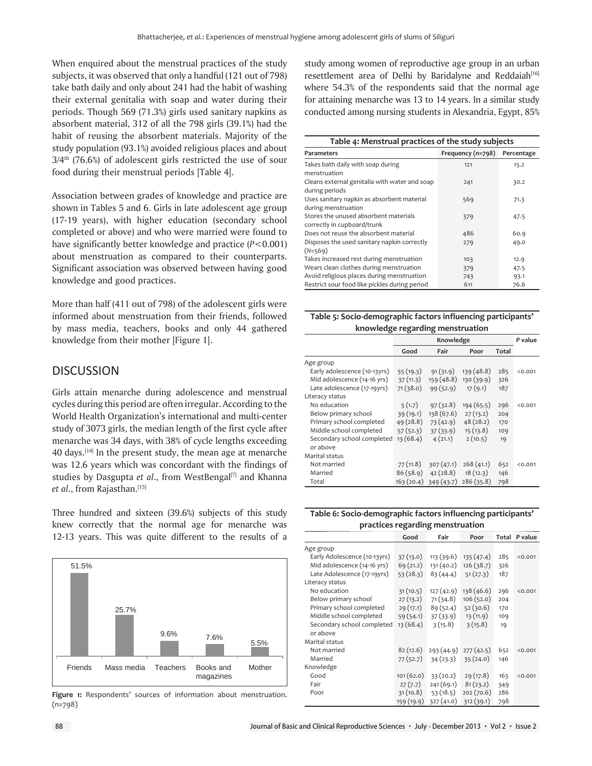When enquired about the menstrual practices of the study subjects, it was observed that only a handful (121 out of 798) take bath daily and only about 241 had the habit of washing their external genitalia with soap and water during their periods. Though 569 (71.3%) girls used sanitary napkins as absorbent material, 312 of all the 798 girls (39.1%) had the habit of reusing the absorbent materials. Majority of the study population (93.1%) avoided religious places and about 3/4th (76.6%) of adolescent girls restricted the use of sour food during their menstrual periods [Table 4].

Association between grades of knowledge and practice are shown in Tables 5 and 6. Girls in late adolescent age group (17-19 years), with higher education (secondary school completed or above) and who were married were found to have significantly better knowledge and practice ($P<0.001$) about menstruation as compared to their counterparts. Significant association was observed between having good knowledge and good practices.

More than half (411 out of 798) of the adolescent girls were informed about menstruation from their friends, followed by mass media, teachers, books and only 44 gathered knowledge from their mother [Figure 1].

Figure 1: Respondents' sources of information about menstruation. (n=798)

| Source | Percentage |
|---|---|
| Friends | 51.5% |
| Mass media | 25.7% |
| Teachers | 9.6% |
| Books and magazines | 7.6% |
| Mother | 5.5% |

## DISCUSSION

Girls attain menarche during adolescence and menstrual cycles during this period are often irregular. According to the World Health Organization's international and multi-center study of 3073 girls, the median length of the first cycle after menarche was 34 days, with 38% of cycle lengths exceeding 40 days.[14] In the present study, the mean age at menarche was 12.6 years which was concordant with the findings of studies by Dasgupta *et al*., from WestBengal[7] and Khanna *et al*., from Rajasthan.[15]

Three hundred and sixteen (39.6%) subjects of this study knew correctly that the normal age for menarche was 12-13 years. This was quite different to the results of a study among women of reproductive age group in an urban resettlement area of Delhi by Baridalyne and Reddaiah[16] where 54.3% of the respondents said that the normal age for attaining menarche was 13 to 14 years. In a similar study conducted among nursing students in Alexandria, Egypt, 85%

**Table 4: Menstrual practices of the study subjects**

| Parameters | Frequency (n=798) | Percentage |
|---|---|---|
| Takes bath daily with soap during menstruation | 121 | 15.2 |
| Cleans external genitalia with water and soap during periods | 241 | 30.2 |
| Uses sanitary napkin as absorbent material during menstruation | 569 | 71.3 |
| Stores the unused absorbent materials correctly in cupboard/trunk | 379 | 47.5 |
| Does not reuse the absorbent material | 486 | 60.9 |
| Disposes the used sanitary napkin correctly (N=569) | 279 | 49.0 |
| Takes increased rest during menstruation | 103 | 12.9 |
| Wears clean clothes during menstruation | 379 | 47.5 |
| Avoid religious places during menstruation | 743 | 93.1 |
| Restrict sour food like pickles during period | 611 | 76.6 |

**Table 5: Socio-demographic factors influencing participants' knowledge regarding menstruation**

| | Knowledge | | | | P value |
|---|---|---|---|---|---|
| | Good | Fair | Poor | Total | |
| Age group | | | | | |
| Early adolescence (10-13yrs) | 55 (19.3) | 91 (31.9) | 139 (48.8) | 285 | <0.001 |
| Mid adolescence (14-16 yrs) | 37 (11.3) | 159 (48.8) | 130 (39.9) | 326 | |
| Late adolescence (17-19yrs) | 71 (38.0) | 99 (52.9) | 17 (9.1) | 187 | |
| Literacy status | | | | | |
| No education | 5 (1.7) | 97 (32.8) | 194 (65.5) | 296 | <0.001 |
| Below primary school | 39 (19.1) | 138 (67.6) | 27 (13.2) | 204 | |
| Primary school completed | 49 (28.8) | 73 (42.9) | 48 (28.2) | 170 | |
| Middle school completed | 57 (52.3) | 37 (33.9) | 15 (13.8) | 109 | |
| Secondary school completed or above | 13 (68.4) | 4 (21.1) | 2 (10.5) | 19 | |
| Marital status | | | | | |
| Not married | 77 (11.8) | 307 (47.1) | 268 (41.1) | 652 | <0.001 |
| Married | 86 (58.9) | 42 (28.8) | 18 (12.3) | 146 | |
| Total | 163 (20.4) | 349 (43.7) | 286 (35.8) | 798 | |

**Table 6: Socio-demographic factors influencing participants' practices regarding menstruation**

| | Good | Fair | Poor | Total | P value |
|---|---|---|---|---|---|
| Age group | | | | | |
| Early Adolescence (10-13yrs) | 37 (13.0) | 113 (39.6) | 135 (47.4) | 285 | <0.001 |
| Mid adolescence (14-16 yrs) | 69 (21.2) | 131 (40.2) | 126 (38.7) | 326 | |
| Late Adolescence (17-19yrs) | 53 (28.3) | 83 (44.4) | 51 (27.3) | 187 | |
| Literacy status | | | | | |
| No education | 31 (10.5) | 127 (42.9) | 138 (46.6) | 296 | <0.001 |
| Below primary school | 27 (13.2) | 71 (34.8) | 106 (52.0) | 204 | |
| Primary school completed | 29 (17.1) | 89 (52.4) | 52 (30.6) | 170 | |
| Middle school completed | 59 (54.1) | 37 (33.9) | 13 (11.9) | 109 | |
| Secondary school completed or above | 13 (68.4) | 3 (15.8) | 3 (15.8) | 19 | |
| Marital status | | | | | |
| Not married | 82 (12.6) | 293 (44.9) | 277 (42.5) | 652 | <0.001 |
| Married | 77 (52.7) | 34 (23.3) | 35 (24.0) | 146 | |
| Knowledge | | | | | |
| Good | 101 (62.0) | 33 (20.2) | 29 (17.8) | 163 | <0.001 |
| Fair | 27 (7.7) | 241 (69.1) | 81 (23.2) | 349 | |
| Poor | 31 (10.8) | 53 (18.5) | 202 (70.6) | 286 | |
| | 159 (19.9) | 327 (41.0) | 312 (39.1) | 798 | |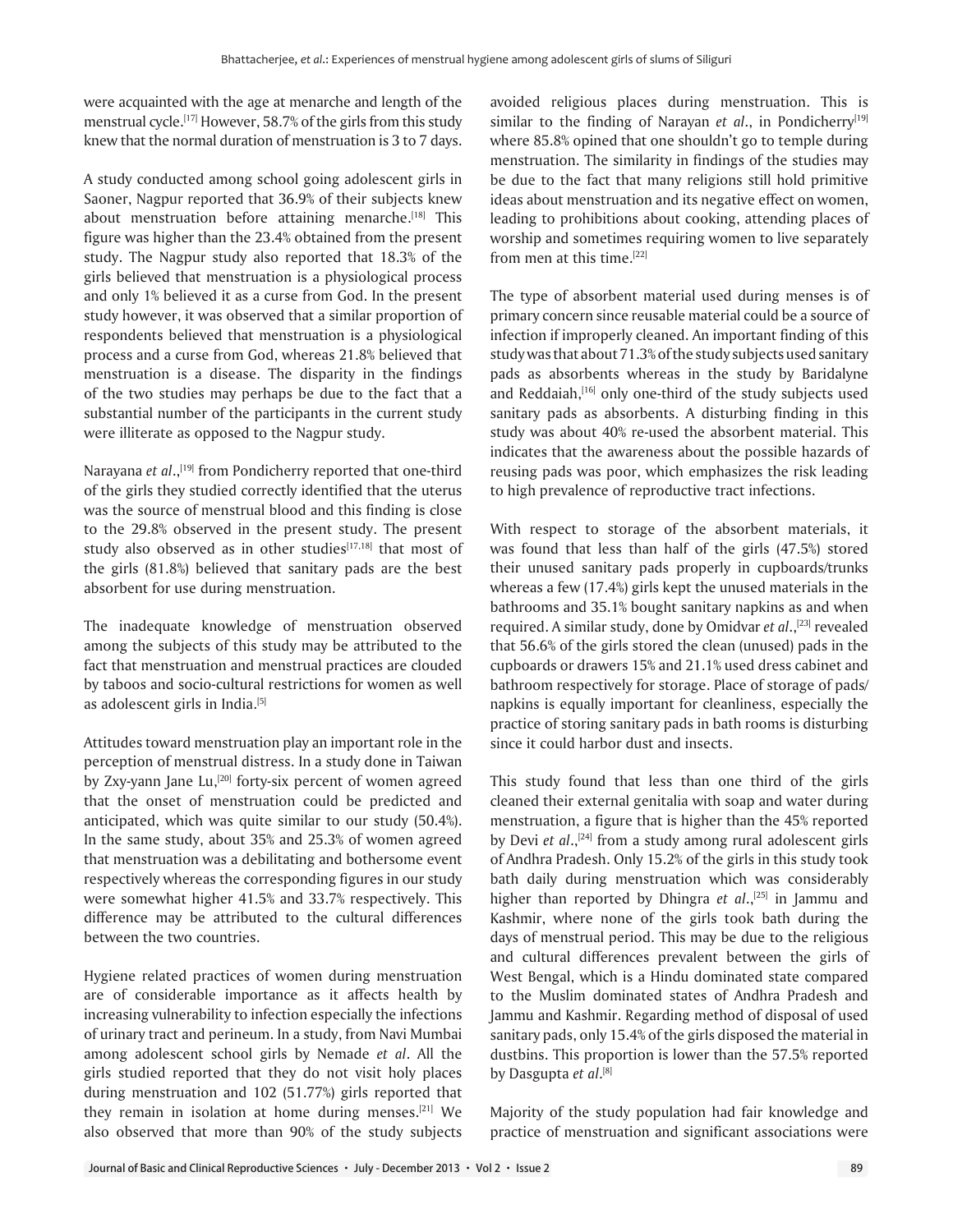were acquainted with the age at menarche and length of the menstrual cycle.[17] However, 58.7% of the girls from this study knew that the normal duration of menstruation is 3 to 7 days.

A study conducted among school going adolescent girls in Saoner, Nagpur reported that 36.9% of their subjects knew about menstruation before attaining menarche.[18] This figure was higher than the 23.4% obtained from the present study. The Nagpur study also reported that 18.3% of the girls believed that menstruation is a physiological process and only 1% believed it as a curse from God. In the present study however, it was observed that a similar proportion of respondents believed that menstruation is a physiological process and a curse from God, whereas 21.8% believed that menstruation is a disease. The disparity in the findings of the two studies may perhaps be due to the fact that a substantial number of the participants in the current study were illiterate as opposed to the Nagpur study.

Narayana *et al*.,[19] from Pondicherry reported that one-third of the girls they studied correctly identified that the uterus was the source of menstrual blood and this finding is close to the 29.8% observed in the present study. The present study also observed as in other studies[17,18] that most of the girls (81.8%) believed that sanitary pads are the best absorbent for use during menstruation.

The inadequate knowledge of menstruation observed among the subjects of this study may be attributed to the fact that menstruation and menstrual practices are clouded by taboos and socio-cultural restrictions for women as well as adolescent girls in India.[5]

Attitudes toward menstruation play an important role in the perception of menstrual distress. In a study done in Taiwan by Zxy-yann Jane Lu,[20] forty-six percent of women agreed that the onset of menstruation could be predicted and anticipated, which was quite similar to our study (50.4%). In the same study, about 35% and 25.3% of women agreed that menstruation was a debilitating and bothersome event respectively whereas the corresponding figures in our study were somewhat higher 41.5% and 33.7% respectively. This difference may be attributed to the cultural differences between the two countries.

Hygiene related practices of women during menstruation are of considerable importance as it affects health by increasing vulnerability to infection especially the infections of urinary tract and perineum. In a study, from Navi Mumbai among adolescent school girls by Nemade *et al*. All the girls studied reported that they do not visit holy places during menstruation and 102 (51.77%) girls reported that they remain in isolation at home during menses.[21] We also observed that more than 90% of the study subjects avoided religious places during menstruation. This is similar to the finding of Narayan *et al*., in Pondicherry[19] where 85.8% opined that one shouldn't go to temple during menstruation. The similarity in findings of the studies may be due to the fact that many religions still hold primitive ideas about menstruation and its negative effect on women, leading to prohibitions about cooking, attending places of worship and sometimes requiring women to live separately from men at this time.[22]

The type of absorbent material used during menses is of primary concern since reusable material could be a source of infection if improperly cleaned. An important finding of this study was that about 71.3% of the study subjects used sanitary pads as absorbents whereas in the study by Baridalyne and Reddaiah,[16] only one-third of the study subjects used sanitary pads as absorbents. A disturbing finding in this study was about 40% re-used the absorbent material. This indicates that the awareness about the possible hazards of reusing pads was poor, which emphasizes the risk leading to high prevalence of reproductive tract infections.

With respect to storage of the absorbent materials, it was found that less than half of the girls (47.5%) stored their unused sanitary pads properly in cupboards/trunks whereas a few (17.4%) girls kept the unused materials in the bathrooms and 35.1% bought sanitary napkins as and when required. A similar study, done by Omidvar *et al*.,[23] revealed that 56.6% of the girls stored the clean (unused) pads in the cupboards or drawers 15% and 21.1% used dress cabinet and bathroom respectively for storage. Place of storage of pads/napkins is equally important for cleanliness, especially the practice of storing sanitary pads in bath rooms is disturbing since it could harbor dust and insects.

This study found that less than one third of the girls cleaned their external genitalia with soap and water during menstruation, a figure that is higher than the 45% reported by Devi *et al*.,[24] from a study among rural adolescent girls of Andhra Pradesh. Only 15.2% of the girls in this study took bath daily during menstruation which was considerably higher than reported by Dhingra *et al*.,[25] in Jammu and Kashmir, where none of the girls took bath during the days of menstrual period. This may be due to the religious and cultural differences prevalent between the girls of West Bengal, which is a Hindu dominated state compared to the Muslim dominated states of Andhra Pradesh and Jammu and Kashmir. Regarding method of disposal of used sanitary pads, only 15.4% of the girls disposed the material in dustbins. This proportion is lower than the 57.5% reported by Dasgupta *et al*.[8]

Majority of the study population had fair knowledge and practice of menstruation and significant associations were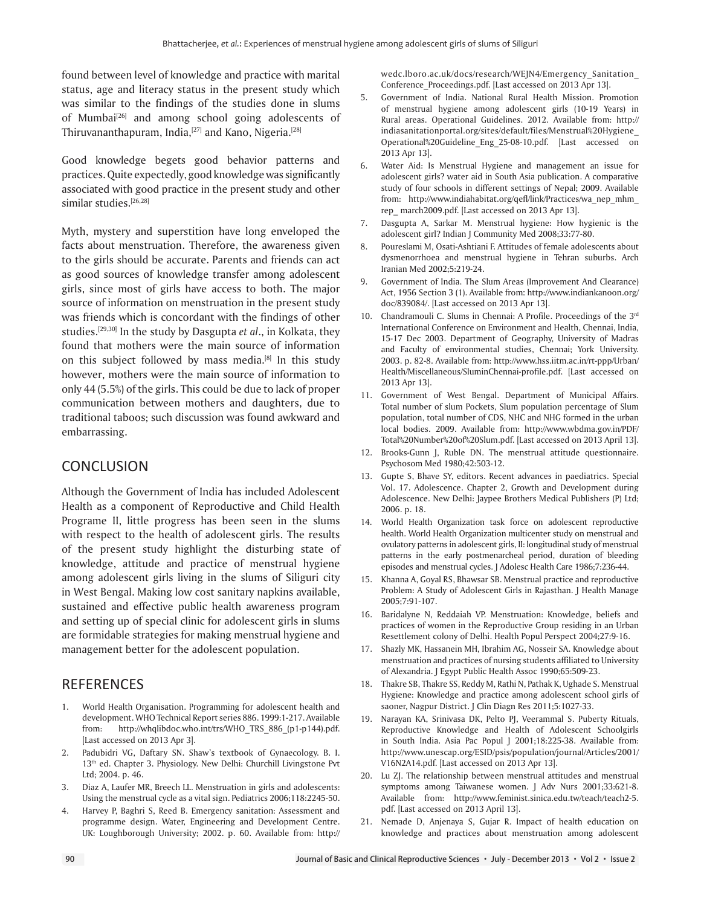found between level of knowledge and practice with marital status, age and literacy status in the present study which was similar to the findings of the studies done in slums of Mumbai[26] and among school going adolescents of Thiruvananthapuram, India,[27] and Kano, Nigeria.[28]

Good knowledge begets good behavior patterns and practices. Quite expectedly, good knowledge was significantly associated with good practice in the present study and other similar studies.[26,28]

Myth, mystery and superstition have long enveloped the facts about menstruation. Therefore, the awareness given to the girls should be accurate. Parents and friends can act as good sources of knowledge transfer among adolescent girls, since most of girls have access to both. The major source of information on menstruation in the present study was friends which is concordant with the findings of other studies.[29,30] In the study by Dasgupta *et al*., in Kolkata, they found that mothers were the main source of information on this subject followed by mass media.[8] In this study however, mothers were the main source of information to only 44 (5.5%) of the girls. This could be due to lack of proper communication between mothers and daughters, due to traditional taboos; such discussion was found awkward and embarrassing.

## CONCLUSION

Although the Government of India has included Adolescent Health as a component of Reproductive and Child Health Programe II, little progress has been seen in the slums with respect to the health of adolescent girls. The results of the present study highlight the disturbing state of knowledge, attitude and practice of menstrual hygiene among adolescent girls living in the slums of Siliguri city in West Bengal. Making low cost sanitary napkins available, sustained and effective public health awareness program and setting up of special clinic for adolescent girls in slums are formidable strategies for making menstrual hygiene and management better for the adolescent population.

## REFERENCES

1. World Health Organisation. Programming for adolescent health and development. WHO Technical Report series 886. 1999:1-217. Available from: http://whqlibdoc.who.int/trs/WHO_TRS_886_(p1-p144).pdf. [Last accessed on 2013 Apr 3].
2. Padubidri VG, Daftary SN. Shaw's textbook of Gynaecology. B. I. 13th ed. Chapter 3. Physiology. New Delhi: Churchill Livingstone Pvt Ltd; 2004. p. 46.
3. Diaz A, Laufer MR, Breech LL. Menstruation in girls and adolescents: Using the menstrual cycle as a vital sign. Pediatrics 2006;118:2245-50.
4. Harvey P, Baghri S, Reed B. Emergency sanitation: Assessment and programme design. Water, Engineering and Development Centre. UK: Loughborough University; 2002. p. 60. Available from: http://wedc.lboro.ac.uk/docs/research/WEJN4/Emergency_Sanitation_Conference_Proceedings.pdf. [Last accessed on 2013 Apr 13].
5. Government of India. National Rural Health Mission. Promotion of menstrual hygiene among adolescent girls (10-19 Years) in Rural areas. Operational Guidelines. 2012. Available from: http://indiasanitationportal.org/sites/default/files/Menstrual%20Hygiene_Operational%20Guideline_Eng_25-08-10.pdf. [Last accessed on 2013 Apr 13].
6. Water Aid: Is Menstrual Hygiene and management an issue for adolescent girls? water aid in South Asia publication. A comparative study of four schools in different settings of Nepal; 2009. Available from: http://www.indiahabitat.org/qefl/link/Practices/wa_nep_mhm_rep_ march2009.pdf. [Last accessed on 2013 Apr 13].
7. Dasgupta A, Sarkar M. Menstrual hygiene: How hygienic is the adolescent girl? Indian J Community Med 2008;33:77-80.
8. Poureslami M, Osati-Ashtiani F. Attitudes of female adolescents about dysmenorrhoea and menstrual hygiene in Tehran suburbs. Arch Iranian Med 2002;5:219-24.
9. Government of India. The Slum Areas (Improvement And Clearance) Act, 1956 Section 3 (1). Available from: http://www.indiankanoon.org/doc/839084/. [Last accessed on 2013 Apr 13].
10. Chandramouli C. Slums in Chennai: A Profile. Proceedings of the 3rd International Conference on Environment and Health, Chennai, India, 15-17 Dec 2003. Department of Geography, University of Madras and Faculty of environmental studies, Chennai; York University. 2003. p. 82-8. Available from: http://www.hss.iitm.ac.in/rt-ppp/Urban/Health/Miscellaneous/SluminChennai-profile.pdf. [Last accessed on 2013 Apr 13].
11. Government of West Bengal. Department of Municipal Affairs. Total number of slum Pockets, Slum population percentage of Slum population, total number of CDS, NHC and NHG formed in the urban local bodies. 2009. Available from: http://www.wbdma.gov.in/PDF/Total%20Number%20of%20Slum.pdf. [Last accessed on 2013 April 13].
12. Brooks-Gunn J, Ruble DN. The menstrual attitude questionnaire. Psychosom Med 1980;42:503-12.
13. Gupte S, Bhave SY, editors. Recent advances in paediatrics. Special Vol. 17. Adolescence. Chapter 2, Growth and Development during Adolescence. New Delhi: Jaypee Brothers Medical Publishers (P) Ltd; 2006. p. 18.
14. World Health Organization task force on adolescent reproductive health. World Health Organization multicenter study on menstrual and ovulatory patterns in adolescent girls, II: longitudinal study of menstrual patterns in the early postmenarcheal period, duration of bleeding episodes and menstrual cycles. J Adolesc Health Care 1986;7:236-44.
15. Khanna A, Goyal RS, Bhawsar SB. Menstrual practice and reproductive Problem: A Study of Adolescent Girls in Rajasthan. J Health Manage 2005;7:91-107.
16. Baridalyne N, Reddaiah VP. Menstruation: Knowledge, beliefs and practices of women in the Reproductive Group residing in an Urban Resettlement colony of Delhi. Health Popul Perspect 2004;27:9-16.
17. Shazly MK, Hassanein MH, Ibrahim AG, Nosseir SA. Knowledge about menstruation and practices of nursing students affiliated to University of Alexandria. J Egypt Public Health Assoc 1990;65:509-23.
18. Thakre SB, Thakre SS, Reddy M, Rathi N, Pathak K, Ughade S. Menstrual Hygiene: Knowledge and practice among adolescent school girls of saoner, Nagpur District. J Clin Diagn Res 2011;5:1027-33.
19. Narayan KA, Srinivasa DK, Pelto PJ, Veerammal S. Puberty Rituals, Reproductive Knowledge and Health of Adolescent Schoolgirls in South India. Asia Pac Popul J 2001;18:225-38. Available from: http://www.unescap.org/ESID/psis/population/journal/Articles/2001/V16N2A14.pdf. [Last accessed on 2013 Apr 13].
20. Lu ZJ. The relationship between menstrual attitudes and menstrual symptoms among Taiwanese women. J Adv Nurs 2001;33:621-8. Available from: http://www.feminist.sinica.edu.tw/teach/teach2-5.pdf. [Last accessed on 2013 April 13].
21. Nemade D, Anjenaya S, Gujar R. Impact of health education on knowledge and practices about menstruation among adolescent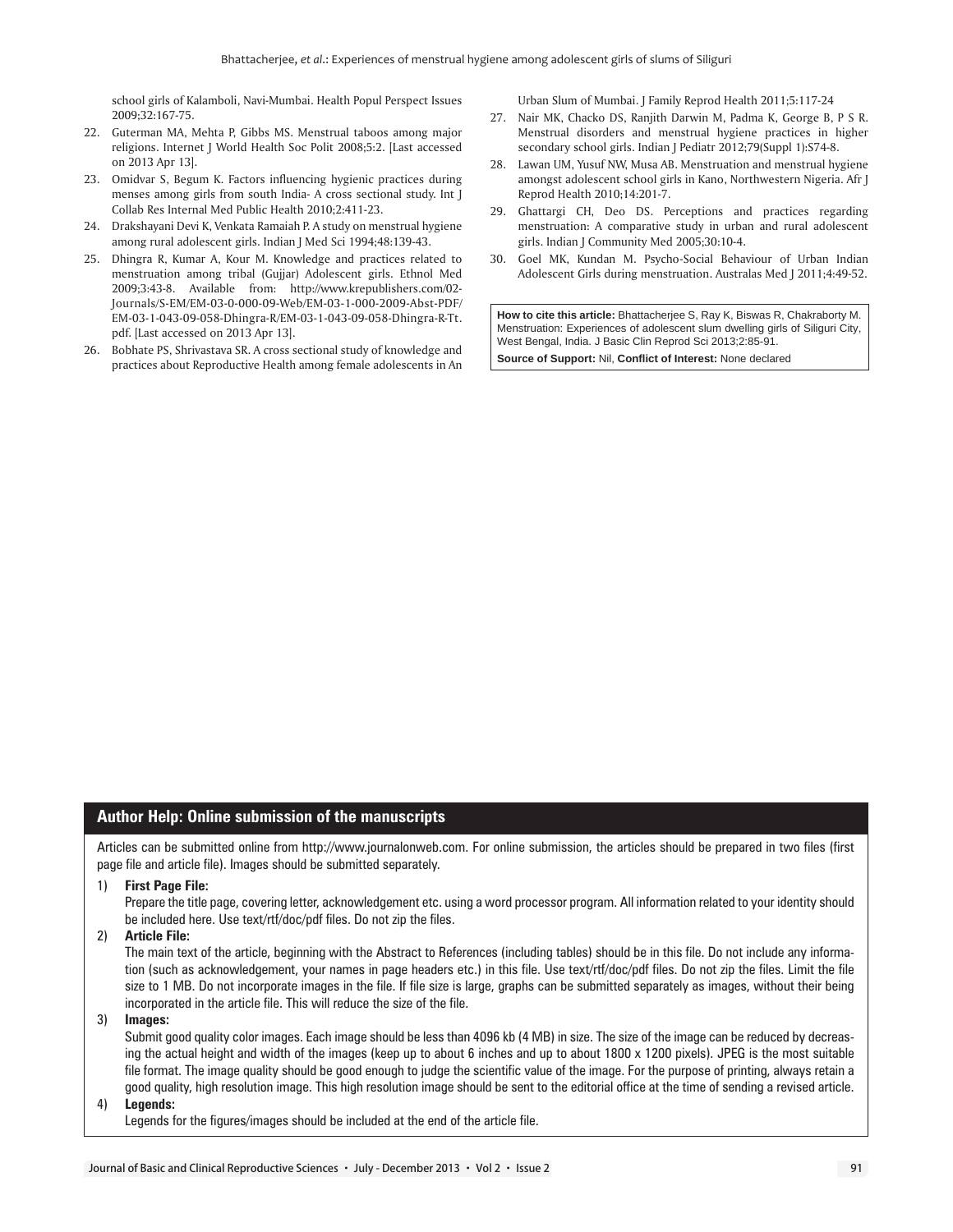school girls of Kalamboli, Navi-Mumbai. Health Popul Perspect Issues 2009;32:167-75.

22. Guterman MA, Mehta P, Gibbs MS. Menstrual taboos among major religions. Internet J World Health Soc Polit 2008;5:2. [Last accessed on 2013 Apr 13].
23. Omidvar S, Begum K. Factors influencing hygienic practices during menses among girls from south India- A cross sectional study. Int J Collab Res Internal Med Public Health 2010;2:411-23.
24. Drakshayani Devi K, Venkata Ramaiah P. A study on menstrual hygiene among rural adolescent girls. Indian J Med Sci 1994;48:139-43.
25. Dhingra R, Kumar A, Kour M. Knowledge and practices related to menstruation among tribal (Gujjar) Adolescent girls. Ethnol Med 2009;3:43-8. Available from: http://www.krepublishers.com/02-Journals/S-EM/EM-03-0-000-09-Web/EM-03-1-000-2009-Abst-PDF/EM-03-1-043-09-058-Dhingra-R/EM-03-1-043-09-058-Dhingra-R-Tt.pdf. [Last accessed on 2013 Apr 13].
26. Bobhate PS, Shrivastava SR. A cross sectional study of knowledge and practices about Reproductive Health among female adolescents in An Urban Slum of Mumbai. J Family Reprod Health 2011;5:117-24
27. Nair MK, Chacko DS, Ranjith Darwin M, Padma K, George B, P S R. Menstrual disorders and menstrual hygiene practices in higher secondary school girls. Indian J Pediatr 2012;79(Suppl 1):S74-8.
28. Lawan UM, Yusuf NW, Musa AB. Menstruation and menstrual hygiene amongst adolescent school girls in Kano, Northwestern Nigeria. Afr J Reprod Health 2010;14:201-7.
29. Ghattargi CH, Deo DS. Perceptions and practices regarding menstruation: A comparative study in urban and rural adolescent girls. Indian J Community Med 2005;30:10-4.
30. Goel MK, Kundan M. Psycho-Social Behaviour of Urban Indian Adolescent Girls during menstruation. Australas Med J 2011;4:49-52.

**How to cite this article:** Bhattacherjee S, Ray K, Biswas R, Chakraborty M. Menstruation: Experiences of adolescent slum dwelling girls of Siliguri City, West Bengal, India. J Basic Clin Reprod Sci 2013;2:85-91.

**Source of Support:** Nil, **Conflict of Interest:** None declared

## Author Help: Online submission of the manuscripts

Articles can be submitted online from http://www.journalonweb.com. For online submission, the articles should be prepared in two files (first page file and article file). Images should be submitted separately.

1) **First Page File:**
   Prepare the title page, covering letter, acknowledgement etc. using a word processor program. All information related to your identity should be included here. Use text/rtf/doc/pdf files. Do not zip the files.
2) **Article File:**
   The main text of the article, beginning with the Abstract to References (including tables) should be in this file. Do not include any information (such as acknowledgement, your names in page headers etc.) in this file. Use text/rtf/doc/pdf files. Do not zip the files. Limit the file size to 1 MB. Do not incorporate images in the file. If file size is large, graphs can be submitted separately as images, without their being incorporated in the article file. This will reduce the size of the file.
3) **Images:**
   Submit good quality color images. Each image should be less than 4096 kb (4 MB) in size. The size of the image can be reduced by decreasing the actual height and width of the images (keep up to about 6 inches and up to about 1800 x 1200 pixels). JPEG is the most suitable file format. The image quality should be good enough to judge the scientific value of the image. For the purpose of printing, always retain a good quality, high resolution image. This high resolution image should be sent to the editorial office at the time of sending a revised article.
4) **Legends:**
   Legends for the figures/images should be included at the end of the article file.